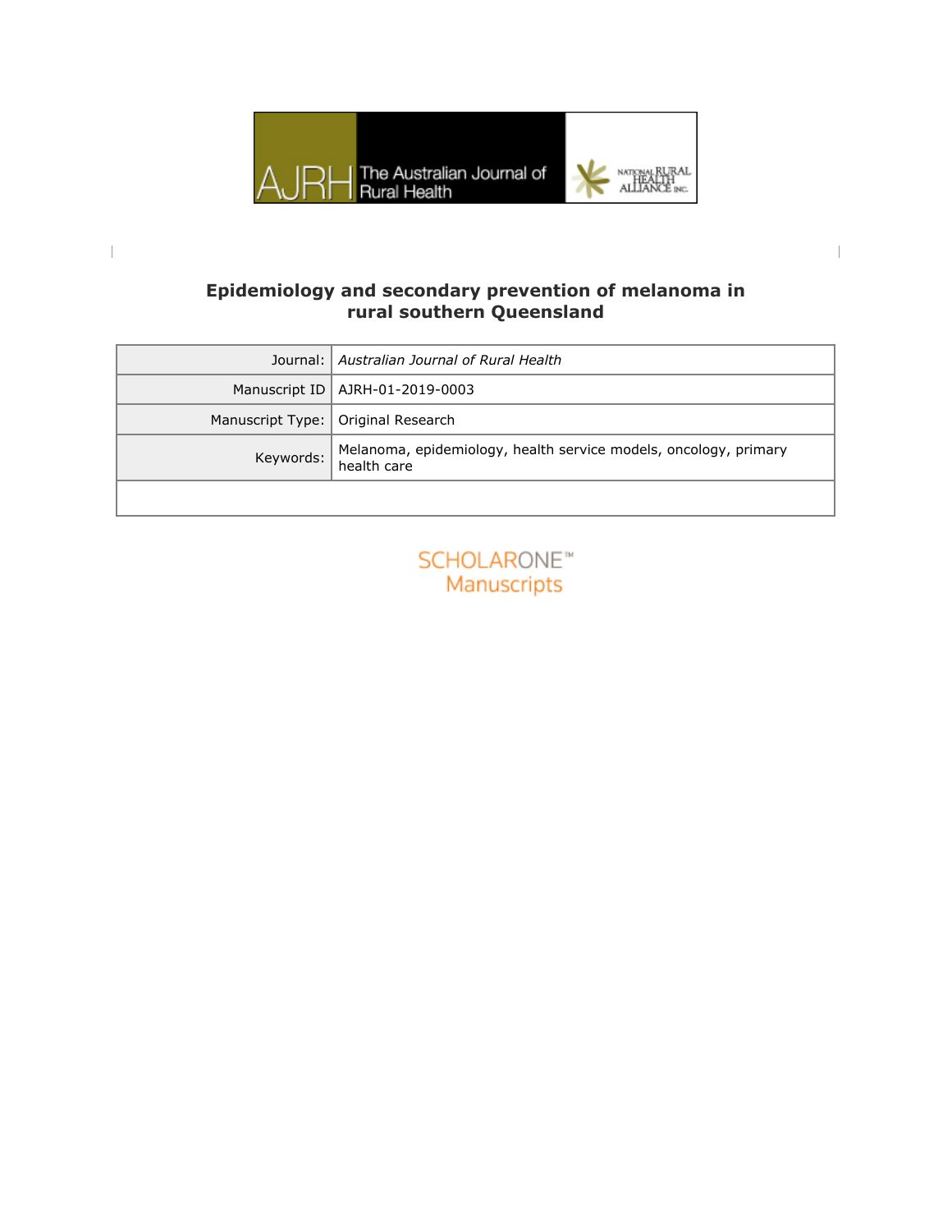# Epidemiology and secondary prevention of melanoma in rural southern Queensland

| Journal: | *Australian Journal of Rural Health* |
|---|---|
| Manuscript ID | AJRH-01-2019-0003 |
| Manuscript Type: | Original Research |
| Keywords: | Melanoma, epidemiology, health service models, oncology, primary health care |
| | |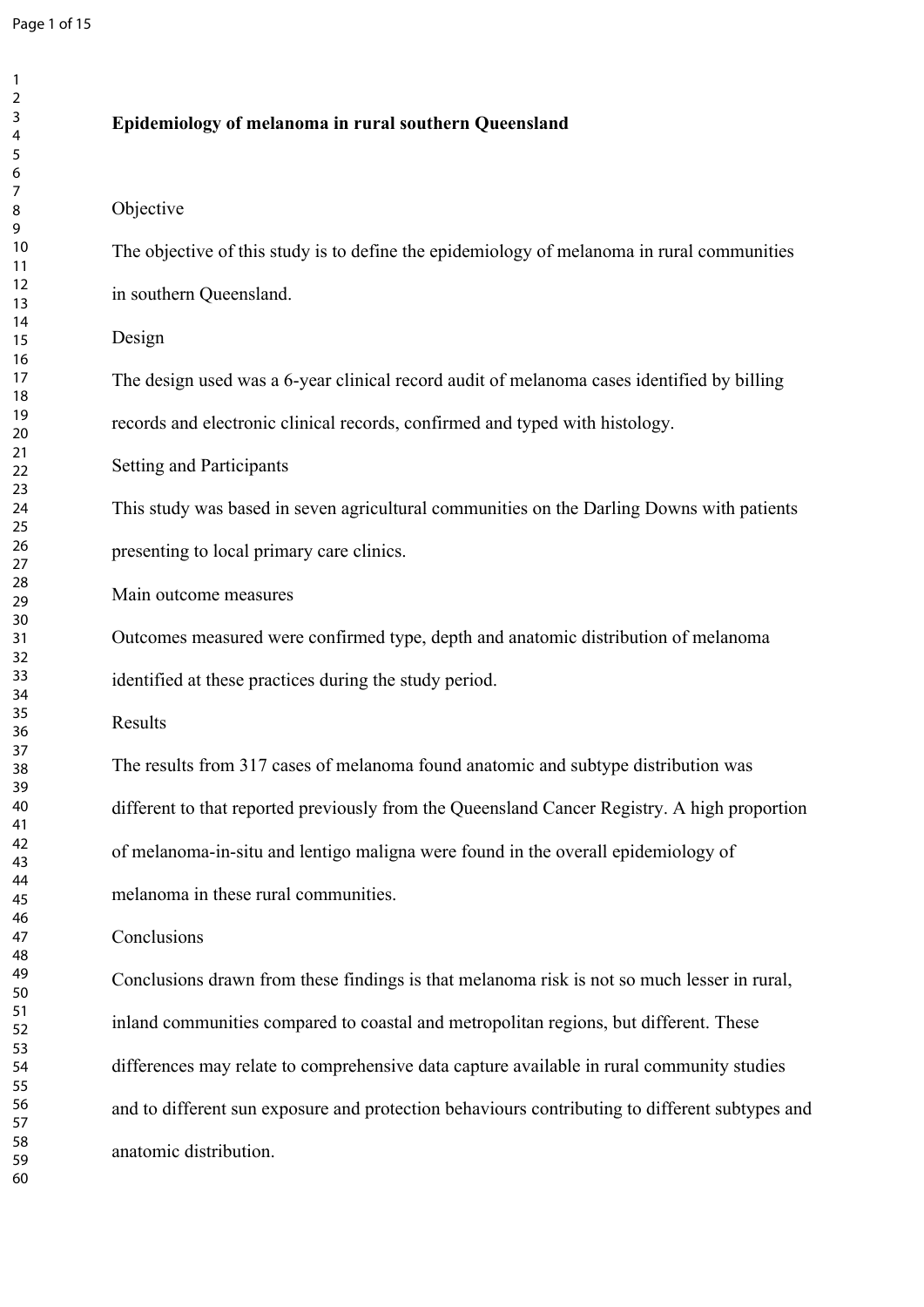**Epidemiology of melanoma in rural southern Queensland**

Objective

The objective of this study is to define the epidemiology of melanoma in rural communities in southern Queensland.

Design

The design used was a 6-year clinical record audit of melanoma cases identified by billing records and electronic clinical records, confirmed and typed with histology.

Setting and Participants

This study was based in seven agricultural communities on the Darling Downs with patients presenting to local primary care clinics.

Main outcome measures

Outcomes measured were confirmed type, depth and anatomic distribution of melanoma identified at these practices during the study period.

Results

The results from 317 cases of melanoma found anatomic and subtype distribution was different to that reported previously from the Queensland Cancer Registry. A high proportion of melanoma-in-situ and lentigo maligna were found in the overall epidemiology of melanoma in these rural communities.

Conclusions

Conclusions drawn from these findings is that melanoma risk is not so much lesser in rural, inland communities compared to coastal and metropolitan regions, but different. These differences may relate to comprehensive data capture available in rural community studies and to different sun exposure and protection behaviours contributing to different subtypes and anatomic distribution.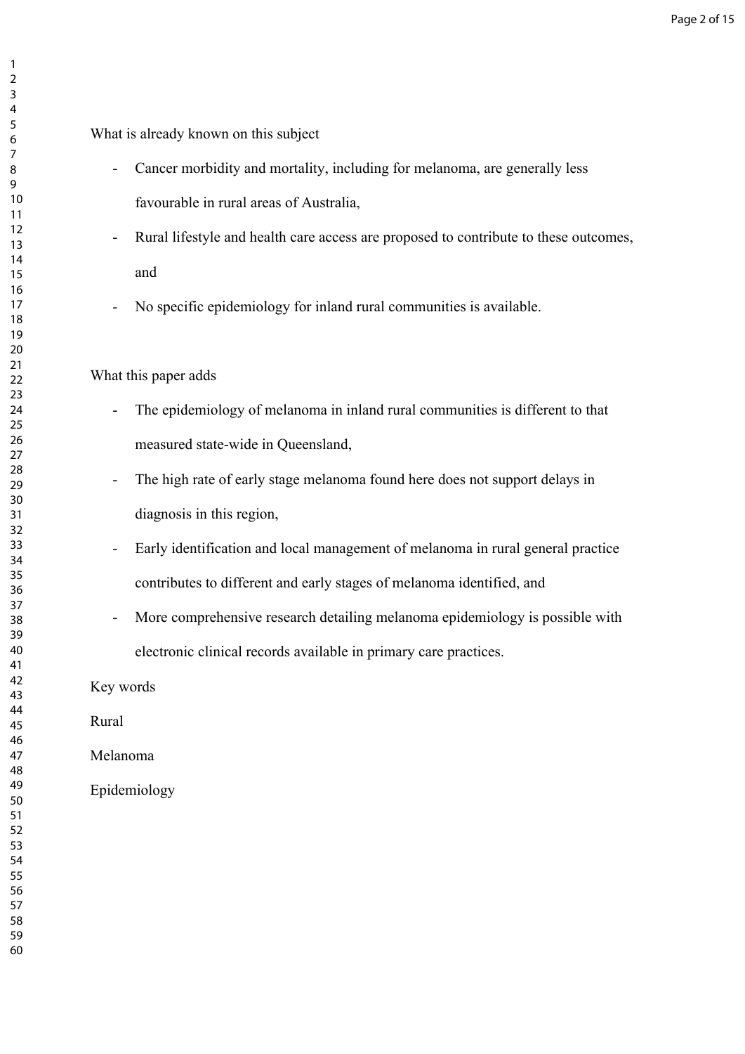What is already known on this subject

- Cancer morbidity and mortality, including for melanoma, are generally less favourable in rural areas of Australia,
- Rural lifestyle and health care access are proposed to contribute to these outcomes, and
- No specific epidemiology for inland rural communities is available.

What this paper adds

- The epidemiology of melanoma in inland rural communities is different to that measured state-wide in Queensland,
- The high rate of early stage melanoma found here does not support delays in diagnosis in this region,
- Early identification and local management of melanoma in rural general practice contributes to different and early stages of melanoma identified, and
- More comprehensive research detailing melanoma epidemiology is possible with electronic clinical records available in primary care practices.

Key words

Rural

Melanoma

Epidemiology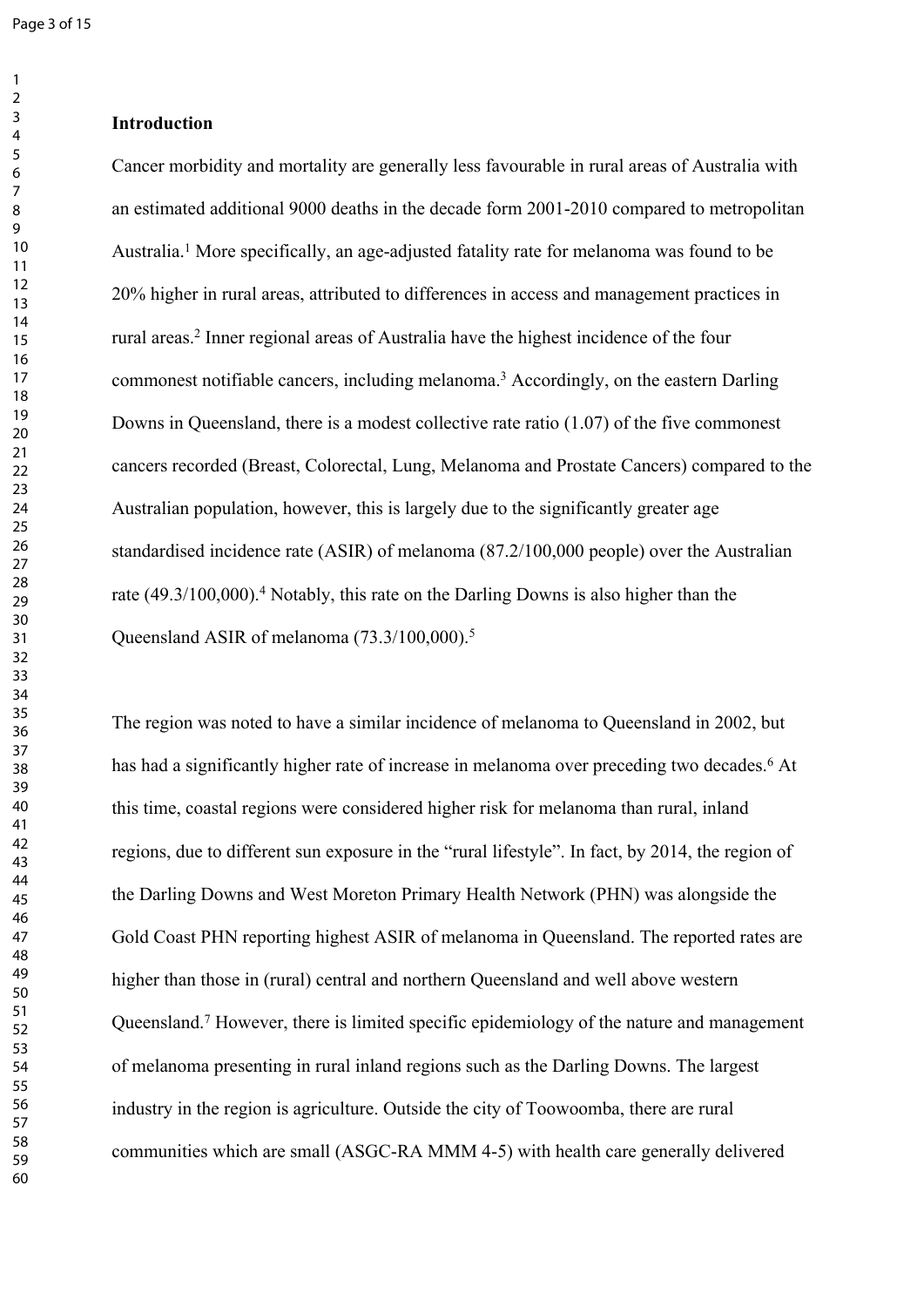## Introduction

Cancer morbidity and mortality are generally less favourable in rural areas of Australia with an estimated additional 9000 deaths in the decade form 2001-2010 compared to metropolitan Australia.[1] More specifically, an age-adjusted fatality rate for melanoma was found to be 20% higher in rural areas, attributed to differences in access and management practices in rural areas.[2] Inner regional areas of Australia have the highest incidence of the four commonest notifiable cancers, including melanoma.[3] Accordingly, on the eastern Darling Downs in Queensland, there is a modest collective rate ratio (1.07) of the five commonest cancers recorded (Breast, Colorectal, Lung, Melanoma and Prostate Cancers) compared to the Australian population, however, this is largely due to the significantly greater age standardised incidence rate (ASIR) of melanoma (87.2/100,000 people) over the Australian rate (49.3/100,000).[4] Notably, this rate on the Darling Downs is also higher than the Queensland ASIR of melanoma (73.3/100,000).[5]

The region was noted to have a similar incidence of melanoma to Queensland in 2002, but has had a significantly higher rate of increase in melanoma over preceding two decades.[6] At this time, coastal regions were considered higher risk for melanoma than rural, inland regions, due to different sun exposure in the "rural lifestyle". In fact, by 2014, the region of the Darling Downs and West Moreton Primary Health Network (PHN) was alongside the Gold Coast PHN reporting highest ASIR of melanoma in Queensland. The reported rates are higher than those in (rural) central and northern Queensland and well above western Queensland.[7] However, there is limited specific epidemiology of the nature and management of melanoma presenting in rural inland regions such as the Darling Downs. The largest industry in the region is agriculture. Outside the city of Toowoomba, there are rural communities which are small (ASGC-RA MMM 4-5) with health care generally delivered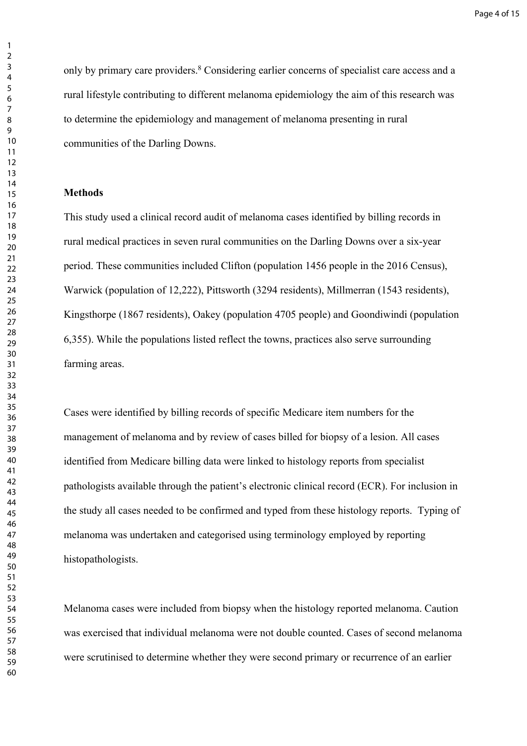only by primary care providers.[8] Considering earlier concerns of specialist care access and a rural lifestyle contributing to different melanoma epidemiology the aim of this research was to determine the epidemiology and management of melanoma presenting in rural communities of the Darling Downs.

**Methods**

This study used a clinical record audit of melanoma cases identified by billing records in rural medical practices in seven rural communities on the Darling Downs over a six-year period. These communities included Clifton (population 1456 people in the 2016 Census), Warwick (population of 12,222), Pittsworth (3294 residents), Millmerran (1543 residents), Kingsthorpe (1867 residents), Oakey (population 4705 people) and Goondiwindi (population 6,355). While the populations listed reflect the towns, practices also serve surrounding farming areas.

Cases were identified by billing records of specific Medicare item numbers for the management of melanoma and by review of cases billed for biopsy of a lesion. All cases identified from Medicare billing data were linked to histology reports from specialist pathologists available through the patient's electronic clinical record (ECR). For inclusion in the study all cases needed to be confirmed and typed from these histology reports. Typing of melanoma was undertaken and categorised using terminology employed by reporting histopathologists.

Melanoma cases were included from biopsy when the histology reported melanoma. Caution was exercised that individual melanoma were not double counted. Cases of second melanoma were scrutinised to determine whether they were second primary or recurrence of an earlier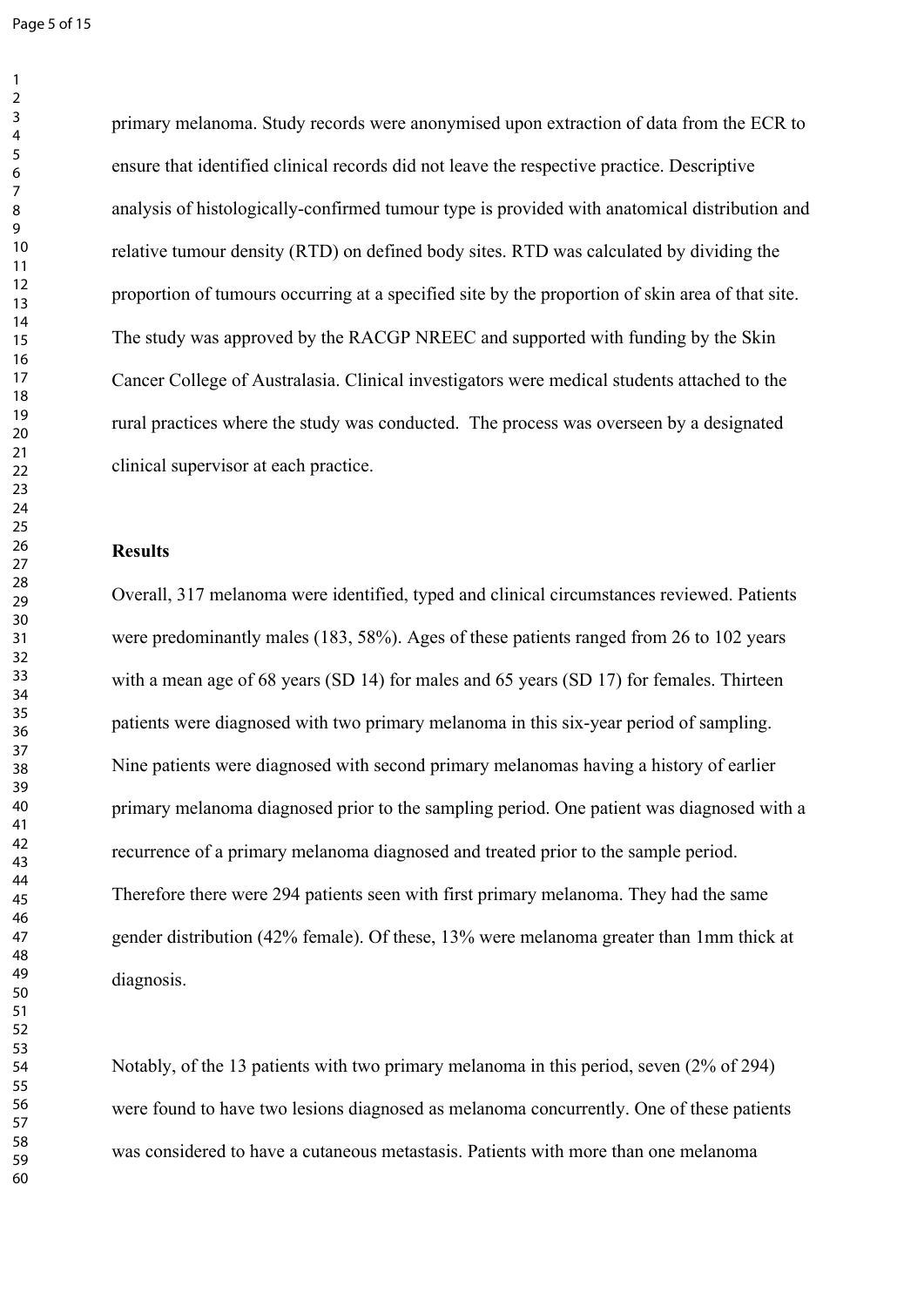primary melanoma. Study records were anonymised upon extraction of data from the ECR to ensure that identified clinical records did not leave the respective practice. Descriptive analysis of histologically-confirmed tumour type is provided with anatomical distribution and relative tumour density (RTD) on defined body sites. RTD was calculated by dividing the proportion of tumours occurring at a specified site by the proportion of skin area of that site. The study was approved by the RACGP NREEC and supported with funding by the Skin Cancer College of Australasia. Clinical investigators were medical students attached to the rural practices where the study was conducted. The process was overseen by a designated clinical supervisor at each practice.

**Results**

Overall, 317 melanoma were identified, typed and clinical circumstances reviewed. Patients were predominantly males (183, 58%). Ages of these patients ranged from 26 to 102 years with a mean age of 68 years (SD 14) for males and 65 years (SD 17) for females. Thirteen patients were diagnosed with two primary melanoma in this six-year period of sampling. Nine patients were diagnosed with second primary melanomas having a history of earlier primary melanoma diagnosed prior to the sampling period. One patient was diagnosed with a recurrence of a primary melanoma diagnosed and treated prior to the sample period. Therefore there were 294 patients seen with first primary melanoma. They had the same gender distribution (42% female). Of these, 13% were melanoma greater than 1mm thick at diagnosis.

Notably, of the 13 patients with two primary melanoma in this period, seven (2% of 294) were found to have two lesions diagnosed as melanoma concurrently. One of these patients was considered to have a cutaneous metastasis. Patients with more than one melanoma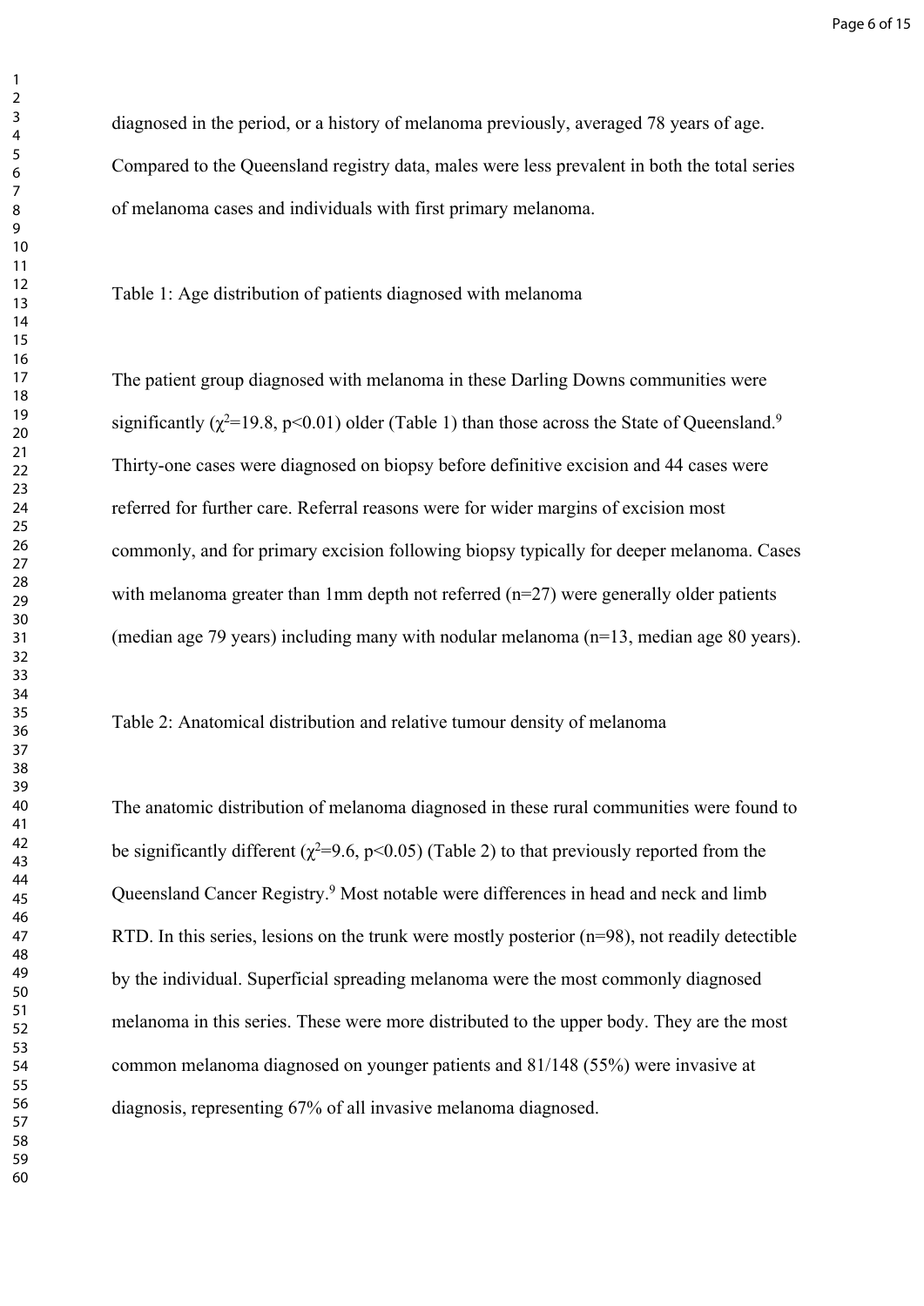diagnosed in the period, or a history of melanoma previously, averaged 78 years of age. Compared to the Queensland registry data, males were less prevalent in both the total series of melanoma cases and individuals with first primary melanoma.

Table 1: Age distribution of patients diagnosed with melanoma

The patient group diagnosed with melanoma in these Darling Downs communities were significantly ($\chi^2$=19.8, p<0.01) older (Table 1) than those across the State of Queensland.[9] Thirty-one cases were diagnosed on biopsy before definitive excision and 44 cases were referred for further care. Referral reasons were for wider margins of excision most commonly, and for primary excision following biopsy typically for deeper melanoma. Cases with melanoma greater than 1mm depth not referred (n=27) were generally older patients (median age 79 years) including many with nodular melanoma (n=13, median age 80 years).

Table 2: Anatomical distribution and relative tumour density of melanoma

The anatomic distribution of melanoma diagnosed in these rural communities were found to be significantly different ($\chi^2$=9.6, p<0.05) (Table 2) to that previously reported from the Queensland Cancer Registry.[9] Most notable were differences in head and neck and limb RTD. In this series, lesions on the trunk were mostly posterior (n=98), not readily detectible by the individual. Superficial spreading melanoma were the most commonly diagnosed melanoma in this series. These were more distributed to the upper body. They are the most common melanoma diagnosed on younger patients and 81/148 (55%) were invasive at diagnosis, representing 67% of all invasive melanoma diagnosed.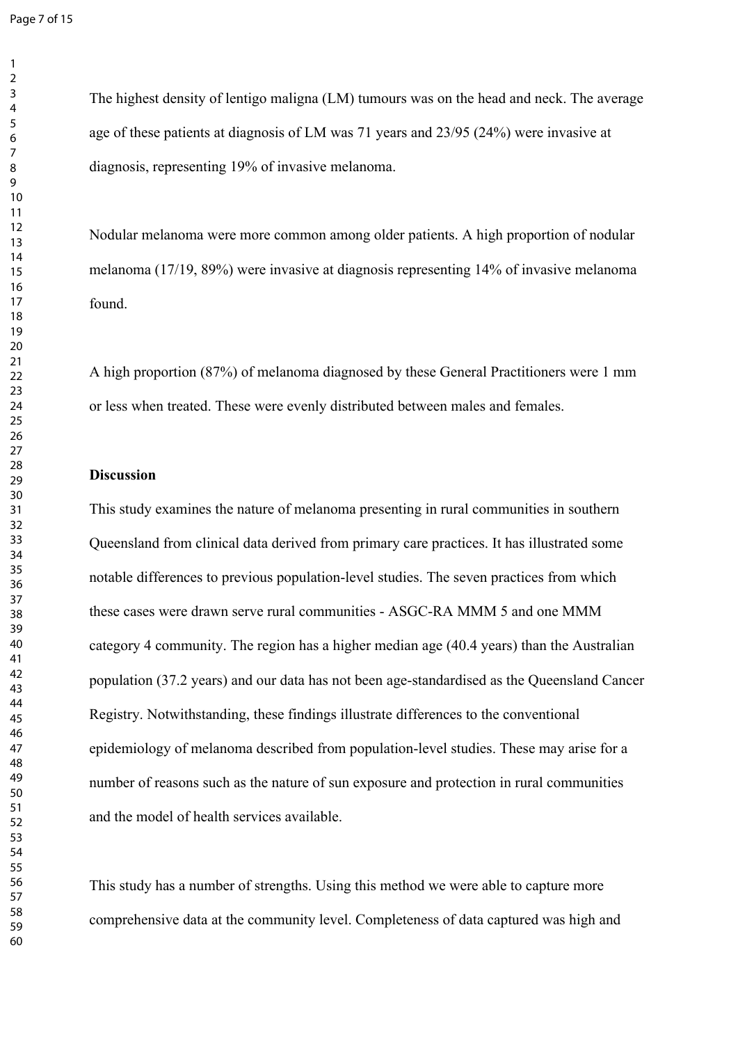The highest density of lentigo maligna (LM) tumours was on the head and neck. The average age of these patients at diagnosis of LM was 71 years and 23/95 (24%) were invasive at diagnosis, representing 19% of invasive melanoma.

Nodular melanoma were more common among older patients. A high proportion of nodular melanoma (17/19, 89%) were invasive at diagnosis representing 14% of invasive melanoma found.

A high proportion (87%) of melanoma diagnosed by these General Practitioners were 1 mm or less when treated. These were evenly distributed between males and females.

**Discussion**

This study examines the nature of melanoma presenting in rural communities in southern Queensland from clinical data derived from primary care practices. It has illustrated some notable differences to previous population-level studies. The seven practices from which these cases were drawn serve rural communities - ASGC-RA MMM 5 and one MMM category 4 community. The region has a higher median age (40.4 years) than the Australian population (37.2 years) and our data has not been age-standardised as the Queensland Cancer Registry. Notwithstanding, these findings illustrate differences to the conventional epidemiology of melanoma described from population-level studies. These may arise for a number of reasons such as the nature of sun exposure and protection in rural communities and the model of health services available.

This study has a number of strengths. Using this method we were able to capture more comprehensive data at the community level. Completeness of data captured was high and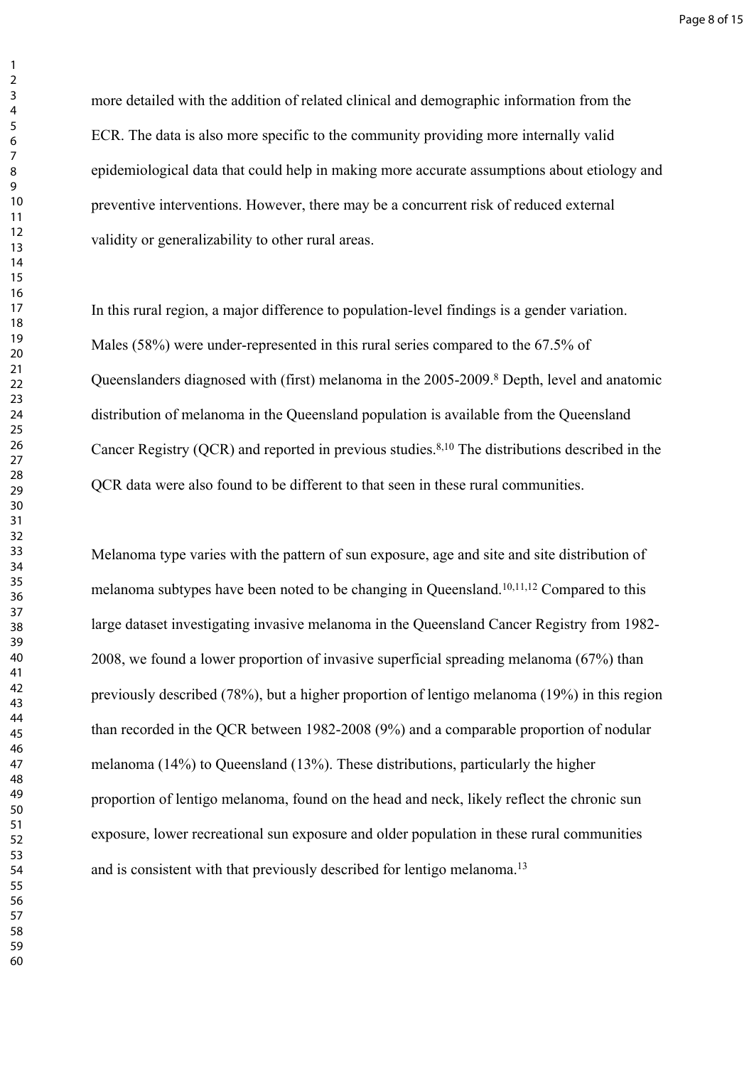more detailed with the addition of related clinical and demographic information from the ECR. The data is also more specific to the community providing more internally valid epidemiological data that could help in making more accurate assumptions about etiology and preventive interventions. However, there may be a concurrent risk of reduced external validity or generalizability to other rural areas.

In this rural region, a major difference to population-level findings is a gender variation. Males (58%) were under-represented in this rural series compared to the 67.5% of Queenslanders diagnosed with (first) melanoma in the 2005-2009.[8] Depth, level and anatomic distribution of melanoma in the Queensland population is available from the Queensland Cancer Registry (QCR) and reported in previous studies.[8,10] The distributions described in the QCR data were also found to be different to that seen in these rural communities.

Melanoma type varies with the pattern of sun exposure, age and site and site distribution of melanoma subtypes have been noted to be changing in Queensland.[10,11,12] Compared to this large dataset investigating invasive melanoma in the Queensland Cancer Registry from 1982-2008, we found a lower proportion of invasive superficial spreading melanoma (67%) than previously described (78%), but a higher proportion of lentigo melanoma (19%) in this region than recorded in the QCR between 1982-2008 (9%) and a comparable proportion of nodular melanoma (14%) to Queensland (13%). These distributions, particularly the higher proportion of lentigo melanoma, found on the head and neck, likely reflect the chronic sun exposure, lower recreational sun exposure and older population in these rural communities and is consistent with that previously described for lentigo melanoma.[13]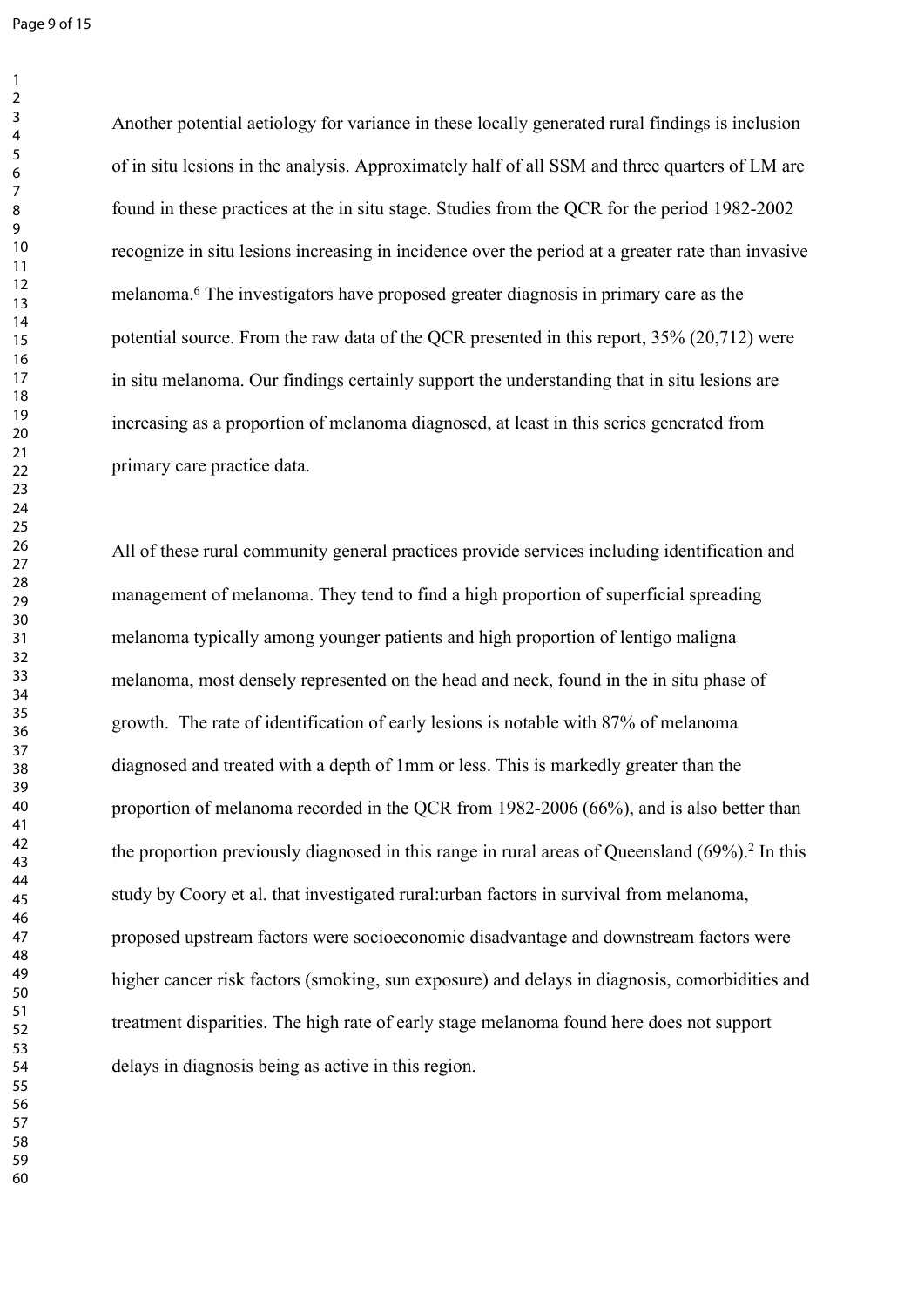Another potential aetiology for variance in these locally generated rural findings is inclusion of in situ lesions in the analysis. Approximately half of all SSM and three quarters of LM are found in these practices at the in situ stage. Studies from the QCR for the period 1982-2002 recognize in situ lesions increasing in incidence over the period at a greater rate than invasive melanoma.[6] The investigators have proposed greater diagnosis in primary care as the potential source. From the raw data of the QCR presented in this report, 35% (20,712) were in situ melanoma. Our findings certainly support the understanding that in situ lesions are increasing as a proportion of melanoma diagnosed, at least in this series generated from primary care practice data.

All of these rural community general practices provide services including identification and management of melanoma. They tend to find a high proportion of superficial spreading melanoma typically among younger patients and high proportion of lentigo maligna melanoma, most densely represented on the head and neck, found in the in situ phase of growth. The rate of identification of early lesions is notable with 87% of melanoma diagnosed and treated with a depth of 1mm or less. This is markedly greater than the proportion of melanoma recorded in the QCR from 1982-2006 (66%), and is also better than the proportion previously diagnosed in this range in rural areas of Queensland (69%).[2] In this study by Coory et al. that investigated rural:urban factors in survival from melanoma, proposed upstream factors were socioeconomic disadvantage and downstream factors were higher cancer risk factors (smoking, sun exposure) and delays in diagnosis, comorbidities and treatment disparities. The high rate of early stage melanoma found here does not support delays in diagnosis being as active in this region.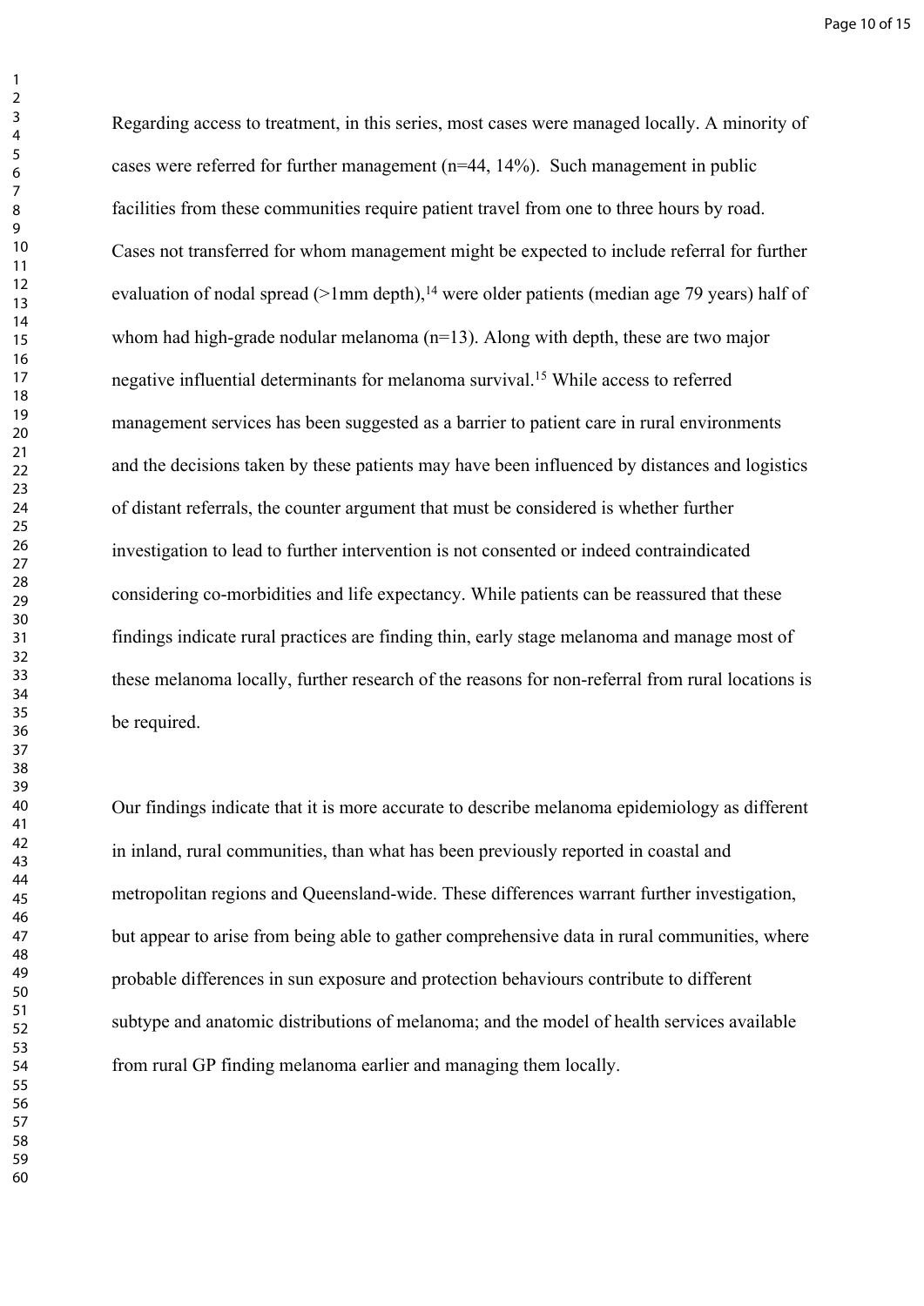Regarding access to treatment, in this series, most cases were managed locally. A minority of cases were referred for further management (n=44, 14%). Such management in public facilities from these communities require patient travel from one to three hours by road. Cases not transferred for whom management might be expected to include referral for further evaluation of nodal spread (>1mm depth),[14] were older patients (median age 79 years) half of whom had high-grade nodular melanoma (n=13). Along with depth, these are two major negative influential determinants for melanoma survival.[15] While access to referred management services has been suggested as a barrier to patient care in rural environments and the decisions taken by these patients may have been influenced by distances and logistics of distant referrals, the counter argument that must be considered is whether further investigation to lead to further intervention is not consented or indeed contraindicated considering co-morbidities and life expectancy. While patients can be reassured that these findings indicate rural practices are finding thin, early stage melanoma and manage most of these melanoma locally, further research of the reasons for non-referral from rural locations is be required.

Our findings indicate that it is more accurate to describe melanoma epidemiology as different in inland, rural communities, than what has been previously reported in coastal and metropolitan regions and Queensland-wide. These differences warrant further investigation, but appear to arise from being able to gather comprehensive data in rural communities, where probable differences in sun exposure and protection behaviours contribute to different subtype and anatomic distributions of melanoma; and the model of health services available from rural GP finding melanoma earlier and managing them locally.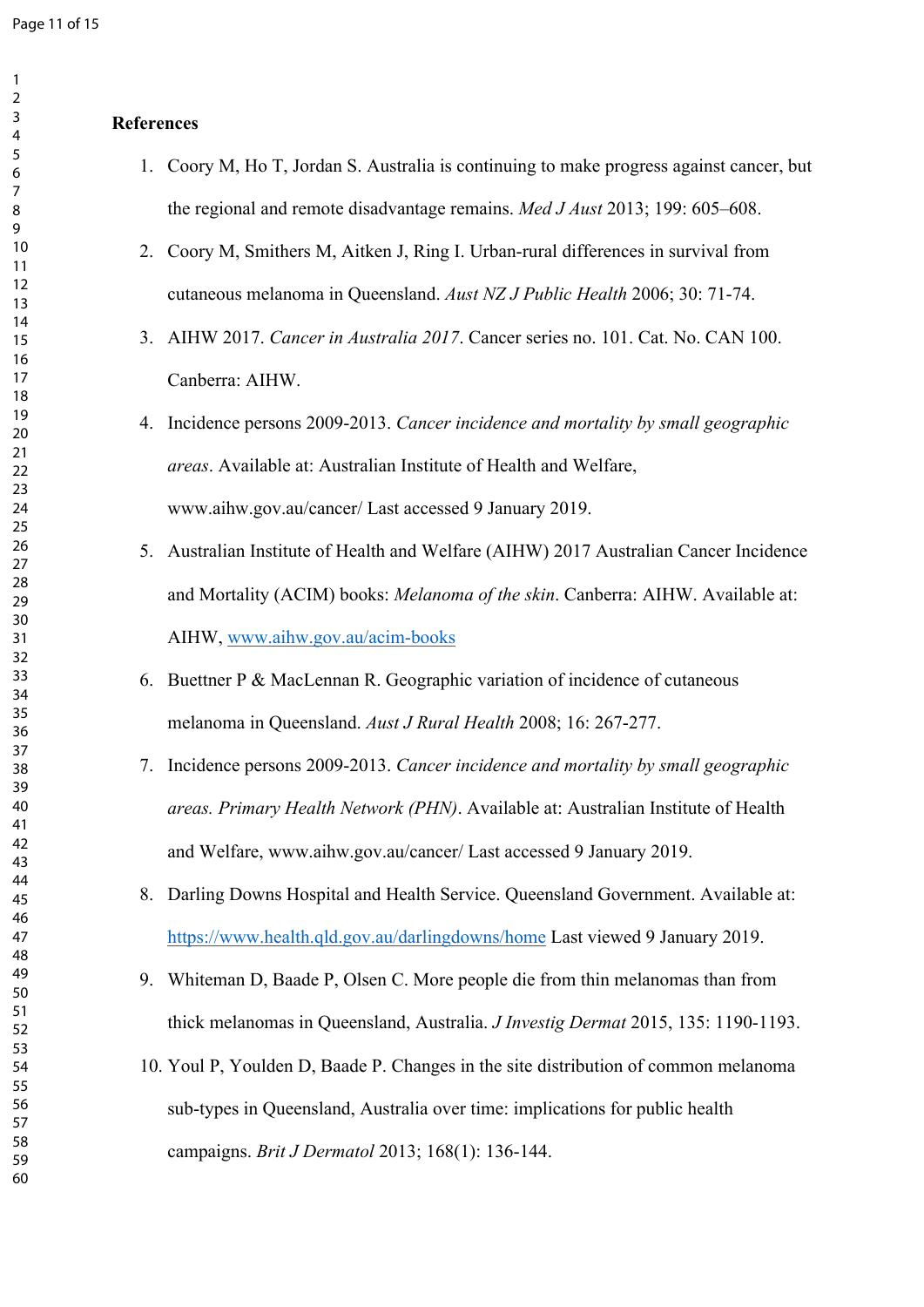## References

1. Coory M, Ho T, Jordan S. Australia is continuing to make progress against cancer, but the regional and remote disadvantage remains. *Med J Aust* 2013; 199: 605–608.
2. Coory M, Smithers M, Aitken J, Ring I. Urban-rural differences in survival from cutaneous melanoma in Queensland. *Aust NZ J Public Health* 2006; 30: 71-74.
3. AIHW 2017. *Cancer in Australia 2017*. Cancer series no. 101. Cat. No. CAN 100. Canberra: AIHW.
4. Incidence persons 2009-2013. *Cancer incidence and mortality by small geographic areas*. Available at: Australian Institute of Health and Welfare, www.aihw.gov.au/cancer/ Last accessed 9 January 2019.
5. Australian Institute of Health and Welfare (AIHW) 2017 Australian Cancer Incidence and Mortality (ACIM) books: *Melanoma of the skin*. Canberra: AIHW. Available at: AIHW, www.aihw.gov.au/acim-books
6. Buettner P & MacLennan R. Geographic variation of incidence of cutaneous melanoma in Queensland. *Aust J Rural Health* 2008; 16: 267-277.
7. Incidence persons 2009-2013. *Cancer incidence and mortality by small geographic areas. Primary Health Network (PHN)*. Available at: Australian Institute of Health and Welfare, www.aihw.gov.au/cancer/ Last accessed 9 January 2019.
8. Darling Downs Hospital and Health Service. Queensland Government. Available at: https://www.health.qld.gov.au/darlingdowns/home Last viewed 9 January 2019.
9. Whiteman D, Baade P, Olsen C. More people die from thin melanomas than from thick melanomas in Queensland, Australia. *J Investig Dermat* 2015, 135: 1190-1193.
10. Youl P, Youlden D, Baade P. Changes in the site distribution of common melanoma sub-types in Queensland, Australia over time: implications for public health campaigns. *Brit J Dermatol* 2013; 168(1): 136-144.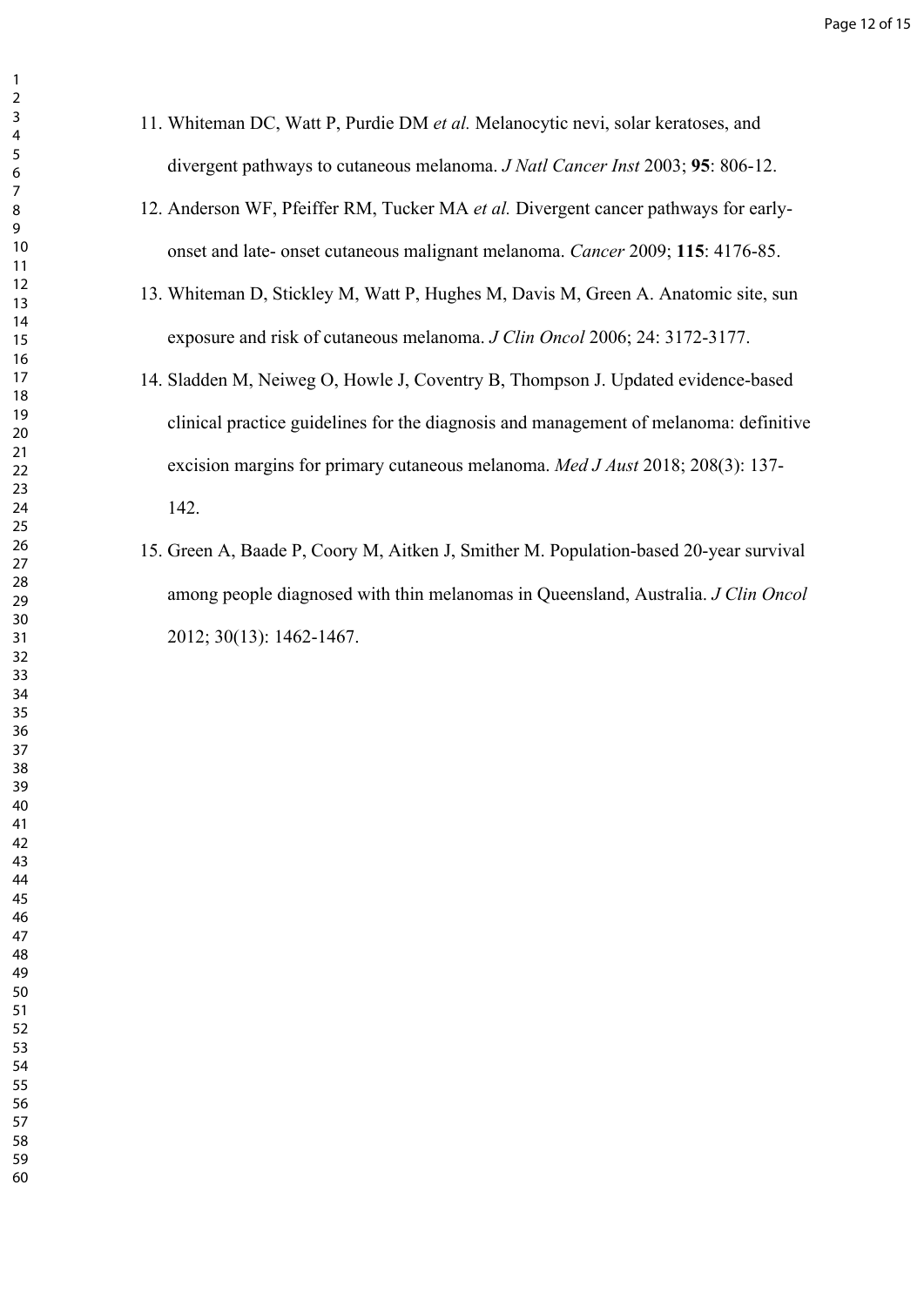11. Whiteman DC, Watt P, Purdie DM *et al.* Melanocytic nevi, solar keratoses, and divergent pathways to cutaneous melanoma. *J Natl Cancer Inst* 2003; **95**: 806-12.
12. Anderson WF, Pfeiffer RM, Tucker MA *et al.* Divergent cancer pathways for early-onset and late- onset cutaneous malignant melanoma. *Cancer* 2009; **115**: 4176-85.
13. Whiteman D, Stickley M, Watt P, Hughes M, Davis M, Green A. Anatomic site, sun exposure and risk of cutaneous melanoma. *J Clin Oncol* 2006; 24: 3172-3177.
14. Sladden M, Neiweg O, Howle J, Coventry B, Thompson J. Updated evidence-based clinical practice guidelines for the diagnosis and management of melanoma: definitive excision margins for primary cutaneous melanoma. *Med J Aust* 2018; 208(3): 137-142.
15. Green A, Baade P, Coory M, Aitken J, Smither M. Population-based 20-year survival among people diagnosed with thin melanomas in Queensland, Australia. *J Clin Oncol* 2012; 30(13): 1462-1467.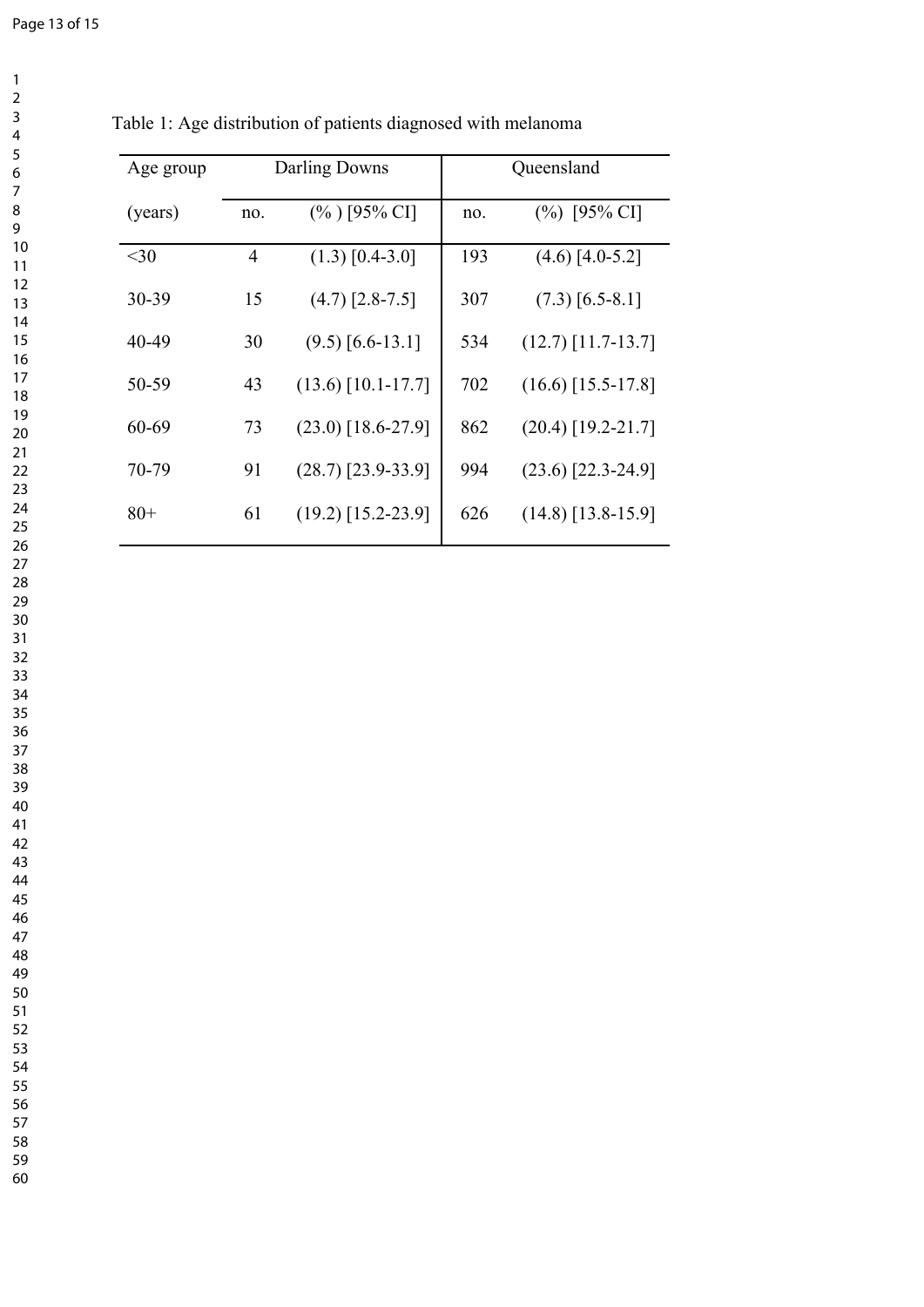Table 1: Age distribution of patients diagnosed with melanoma

| Age group | Darling Downs | | Queensland | |
|---|---|---|---|---|
| (years) | no. | (% ) [95% CI] | no. | (%) [95% CI] |
| <30 | 4 | (1.3) [0.4-3.0] | 193 | (4.6) [4.0-5.2] |
| 30-39 | 15 | (4.7) [2.8-7.5] | 307 | (7.3) [6.5-8.1] |
| 40-49 | 30 | (9.5) [6.6-13.1] | 534 | (12.7) [11.7-13.7] |
| 50-59 | 43 | (13.6) [10.1-17.7] | 702 | (16.6) [15.5-17.8] |
| 60-69 | 73 | (23.0) [18.6-27.9] | 862 | (20.4) [19.2-21.7] |
| 70-79 | 91 | (28.7) [23.9-33.9] | 994 | (23.6) [22.3-24.9] |
| 80+ | 61 | (19.2) [15.2-23.9] | 626 | (14.8) [13.8-15.9] |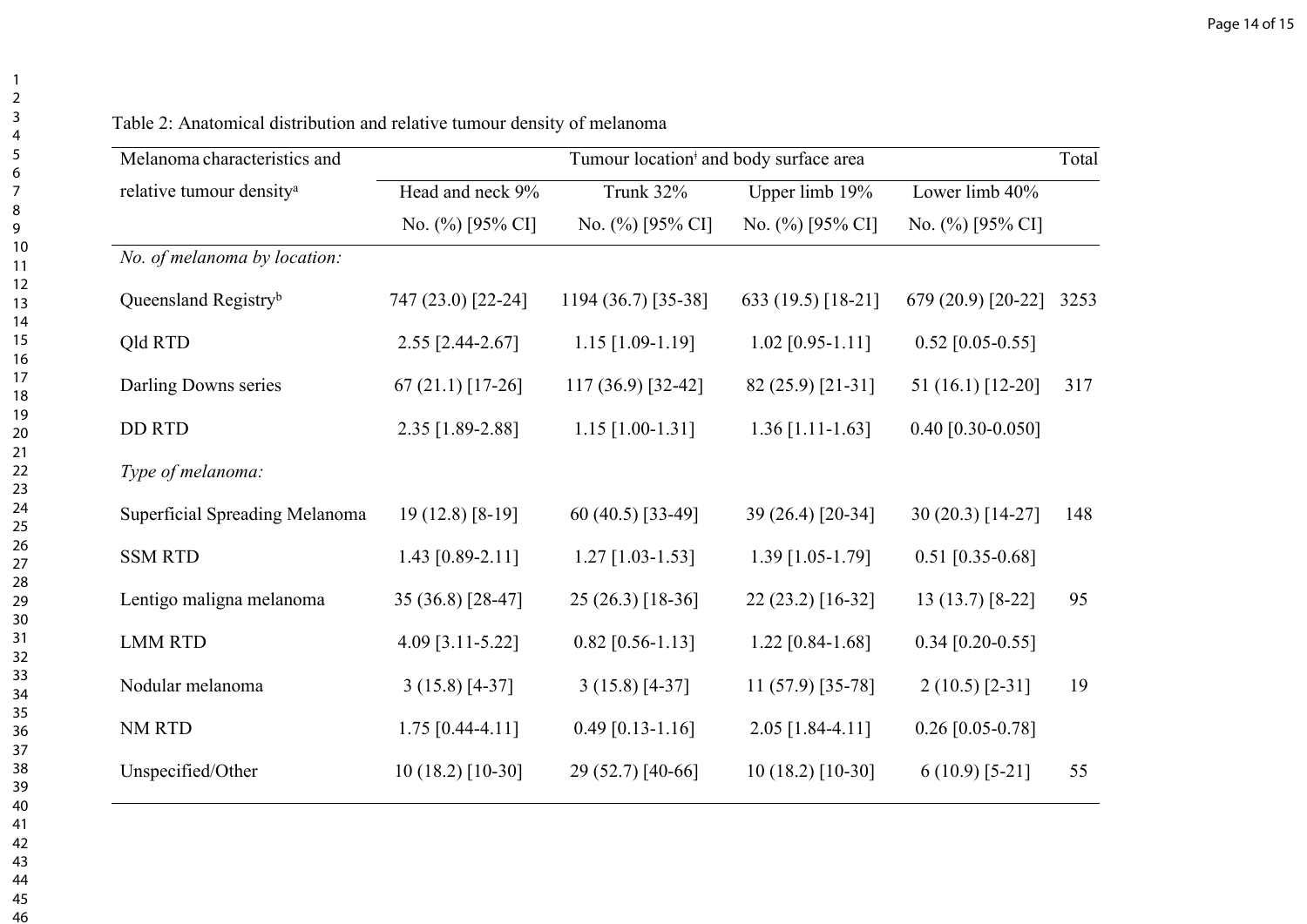Table 2: Anatomical distribution and relative tumour density of melanoma

| Melanoma characteristics and relative tumour density[a] | Tumour location[i] and body surface area | | | | Total |
|---|---|---|---|---|---|
| | Head and neck 9% | Trunk 32% | Upper limb 19% | Lower limb 40% | |
| | No. (%) [95% CI] | No. (%) [95% CI] | No. (%) [95% CI] | No. (%) [95% CI] | |
| *No. of melanoma by location:* | | | | | |
| Queensland Registry[b] | 747 (23.0) [22-24] | 1194 (36.7) [35-38] | 633 (19.5) [18-21] | 679 (20.9) [20-22] | 3253 |
| Qld RTD | 2.55 [2.44-2.67] | 1.15 [1.09-1.19] | 1.02 [0.95-1.11] | 0.52 [0.05-0.55] | |
| Darling Downs series | 67 (21.1) [17-26] | 117 (36.9) [32-42] | 82 (25.9) [21-31] | 51 (16.1) [12-20] | 317 |
| DD RTD | 2.35 [1.89-2.88] | 1.15 [1.00-1.31] | 1.36 [1.11-1.63] | 0.40 [0.30-0.050] | |
| *Type of melanoma:* | | | | | |
| Superficial Spreading Melanoma | 19 (12.8) [8-19] | 60 (40.5) [33-49] | 39 (26.4) [20-34] | 30 (20.3) [14-27] | 148 |
| SSM RTD | 1.43 [0.89-2.11] | 1.27 [1.03-1.53] | 1.39 [1.05-1.79] | 0.51 [0.35-0.68] | |
| Lentigo maligna melanoma | 35 (36.8) [28-47] | 25 (26.3) [18-36] | 22 (23.2) [16-32] | 13 (13.7) [8-22] | 95 |
| LMM RTD | 4.09 [3.11-5.22] | 0.82 [0.56-1.13] | 1.22 [0.84-1.68] | 0.34 [0.20-0.55] | |
| Nodular melanoma | 3 (15.8) [4-37] | 3 (15.8) [4-37] | 11 (57.9) [35-78] | 2 (10.5) [2-31] | 19 |
| NM RTD | 1.75 [0.44-4.11] | 0.49 [0.13-1.16] | 2.05 [1.84-4.11] | 0.26 [0.05-0.78] | |
| Unspecified/Other | 10 (18.2) [10-30] | 29 (52.7) [40-66] | 10 (18.2) [10-30] | 6 (10.9) [5-21] | 55 |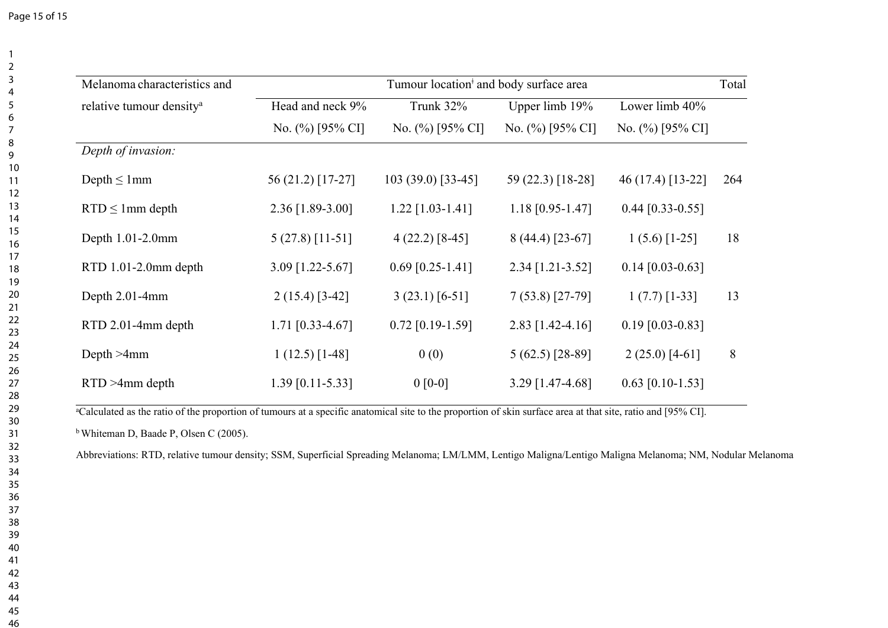| Melanoma characteristics and relative tumour density[a] | Tumour location[i] and body surface area | | | | Total |
|---|---|---|---|---|---|
| | Head and neck 9% | Trunk 32% | Upper limb 19% | Lower limb 40% | |
| | No. (%) [95% CI] | No. (%) [95% CI] | No. (%) [95% CI] | No. (%) [95% CI] | |
| *Depth of invasion:* | | | | | |
| Depth ≤ 1mm | 56 (21.2) [17-27] | 103 (39.0) [33-45] | 59 (22.3) [18-28] | 46 (17.4) [13-22] | 264 |
| RTD ≤ 1mm depth | 2.36 [1.89-3.00] | 1.22 [1.03-1.41] | 1.18 [0.95-1.47] | 0.44 [0.33-0.55] | |
| Depth 1.01-2.0mm | 5 (27.8) [11-51] | 4 (22.2) [8-45] | 8 (44.4) [23-67] | 1 (5.6) [1-25] | 18 |
| RTD 1.01-2.0mm depth | 3.09 [1.22-5.67] | 0.69 [0.25-1.41] | 2.34 [1.21-3.52] | 0.14 [0.03-0.63] | |
| Depth 2.01-4mm | 2 (15.4) [3-42] | 3 (23.1) [6-51] | 7 (53.8) [27-79] | 1 (7.7) [1-33] | 13 |
| RTD 2.01-4mm depth | 1.71 [0.33-4.67] | 0.72 [0.19-1.59] | 2.83 [1.42-4.16] | 0.19 [0.03-0.83] | |
| Depth >4mm | 1 (12.5) [1-48] | 0 (0) | 5 (62.5) [28-89] | 2 (25.0) [4-61] | 8 |
| RTD >4mm depth | 1.39 [0.11-5.33] | 0 [0-0] | 3.29 [1.47-4.68] | 0.63 [0.10-1.53] | |

[a]Calculated as the ratio of the proportion of tumours at a specific anatomical site to the proportion of skin surface area at that site, ratio and [95% CI].

[b] Whiteman D, Baade P, Olsen C (2005).

Abbreviations: RTD, relative tumour density; SSM, Superficial Spreading Melanoma; LM/LMM, Lentigo Maligna/Lentigo Maligna Melanoma; NM, Nodular Melanoma